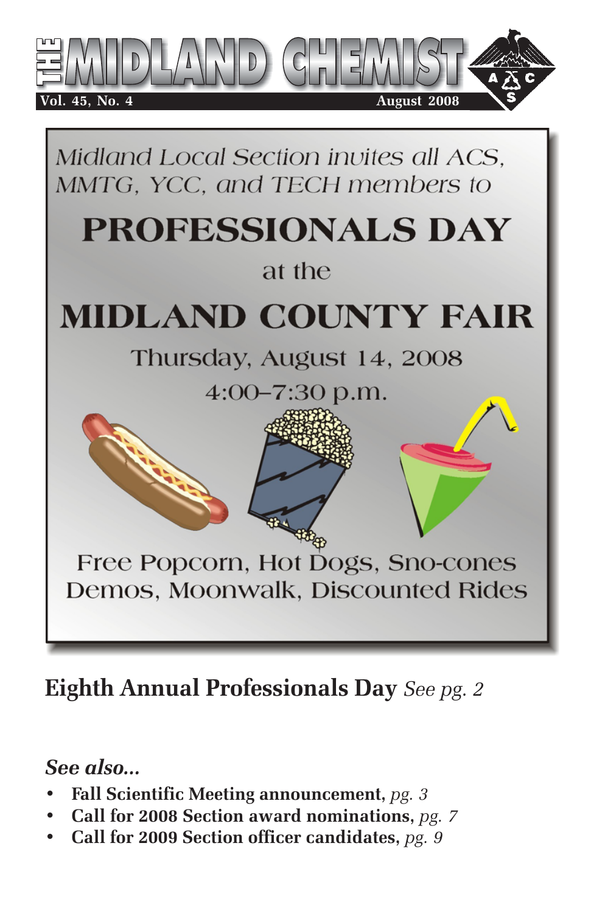# THE MIDLAND CHEMIST

Vol. 45, No. 4 August 2008

Midland Local Section invites all ACS, MMTG, YCC, and TECH members to

## PROFESSIONALS DAY

at the

## MIDLAND COUNTY FAIR

Thursday, August 14, 2008

4:00–7:30 p.m.

Free Popcorn, Hot Dogs, Sno-cones
Demos, Moonwalk, Discounted Rides

**Eighth Annual Professionals Day** *See pg. 2*

***See also...***

- **Fall Scientific Meeting announcement,** *pg. 3*
- **Call for 2008 Section award nominations,** *pg. 7*
- **Call for 2009 Section officer candidates,** *pg. 9*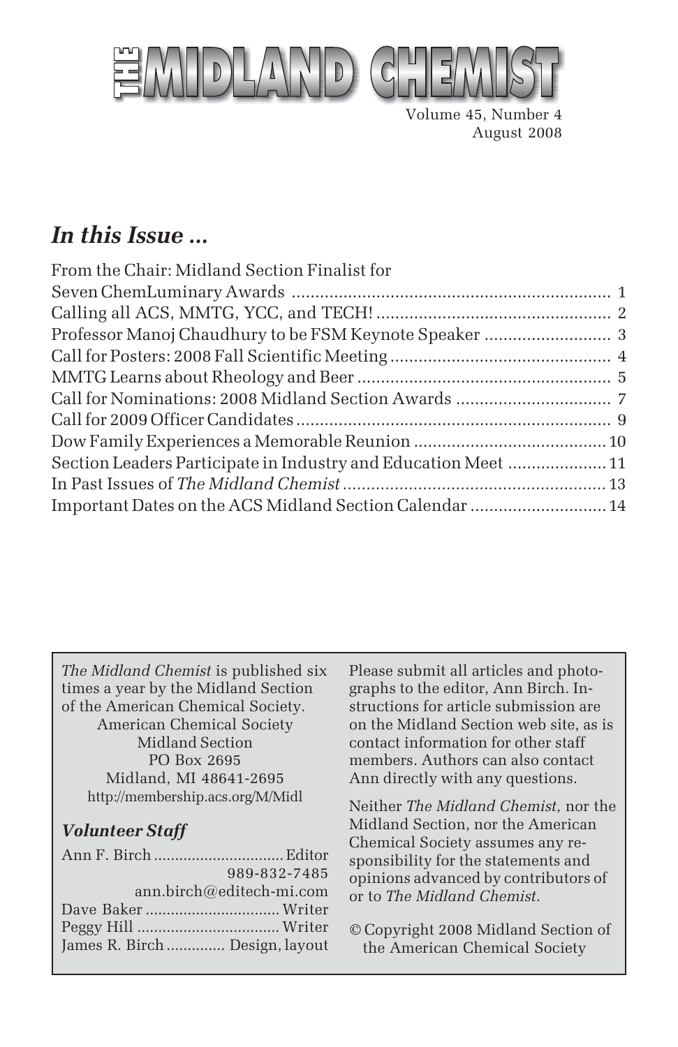# THE MIDLAND CHEMIST

Volume 45, Number 4
August 2008

## *In this Issue ...*

From the Chair: Midland Section Finalist for Seven ChemLuminary Awards .......... 1
Calling all ACS, MMTG, YCC, and TECH! .......... 2
Professor Manoj Chaudhury to be FSM Keynote Speaker .......... 3
Call for Posters: 2008 Fall Scientific Meeting .......... 4
MMTG Learns about Rheology and Beer .......... 5
Call for Nominations: 2008 Midland Section Awards .......... 7
Call for 2009 Officer Candidates .......... 9
Dow Family Experiences a Memorable Reunion .......... 10
Section Leaders Participate in Industry and Education Meet .......... 11
In Past Issues of *The Midland Chemist* .......... 13
Important Dates on the ACS Midland Section Calendar .......... 14

---

*The Midland Chemist* is published six times a year by the Midland Section of the American Chemical Society.

American Chemical Society
Midland Section
PO Box 2695
Midland, MI 48641-2695
http://membership.acs.org/M/Midl

### *Volunteer Staff*

Ann F. Birch .......... Editor
989-832-7485
ann.birch@editech-mi.com
Dave Baker .......... Writer
Peggy Hill .......... Writer
James R. Birch .......... Design, layout

Please submit all articles and photographs to the editor, Ann Birch. Instructions for article submission are on the Midland Section web site, as is contact information for other staff members. Authors can also contact Ann directly with any questions.

Neither *The Midland Chemist*, nor the Midland Section, nor the American Chemical Society assumes any responsibility for the statements and opinions advanced by contributors of or to *The Midland Chemist*.

© Copyright 2008 Midland Section of the American Chemical Society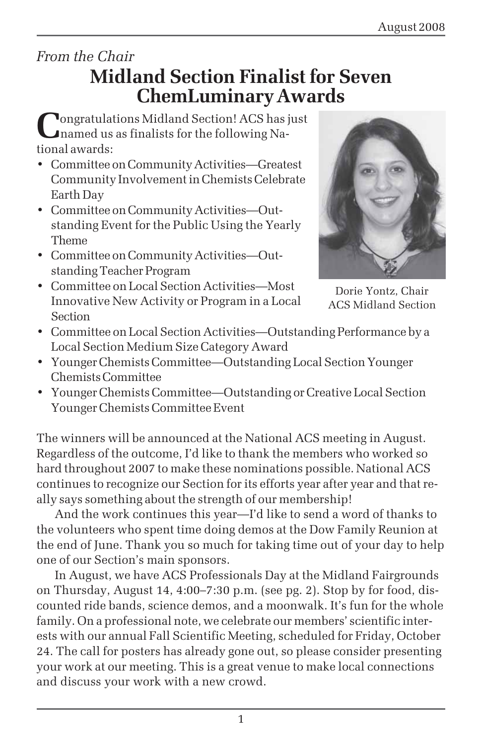*From the Chair*

# Midland Section Finalist for Seven ChemLuminary Awards

Congratulations Midland Section! ACS has just named us as finalists for the following National awards:

- Committee on Community Activities—Greatest Community Involvement in Chemists Celebrate Earth Day
- Committee on Community Activities—Outstanding Event for the Public Using the Yearly Theme
- Committee on Community Activities—Outstanding Teacher Program
- Committee on Local Section Activities—Most Innovative New Activity or Program in a Local Section
- Committee on Local Section Activities—Outstanding Performance by a Local Section Medium Size Category Award
- Younger Chemists Committee—Outstanding Local Section Younger Chemists Committee
- Younger Chemists Committee—Outstanding or Creative Local Section Younger Chemists Committee Event

Dorie Yontz, Chair
ACS Midland Section

The winners will be announced at the National ACS meeting in August. Regardless of the outcome, I'd like to thank the members who worked so hard throughout 2007 to make these nominations possible. National ACS continues to recognize our Section for its efforts year after year and that really says something about the strength of our membership!

And the work continues this year—I'd like to send a word of thanks to the volunteers who spent time doing demos at the Dow Family Reunion at the end of June. Thank you so much for taking time out of your day to help one of our Section's main sponsors.

In August, we have ACS Professionals Day at the Midland Fairgrounds on Thursday, August 14, 4:00–7:30 p.m. (see pg. 2). Stop by for food, discounted ride bands, science demos, and a moonwalk. It's fun for the whole family. On a professional note, we celebrate our members' scientific interests with our annual Fall Scientific Meeting, scheduled for Friday, October 24. The call for posters has already gone out, so please consider presenting your work at our meeting. This is a great venue to make local connections and discuss your work with a new crowd.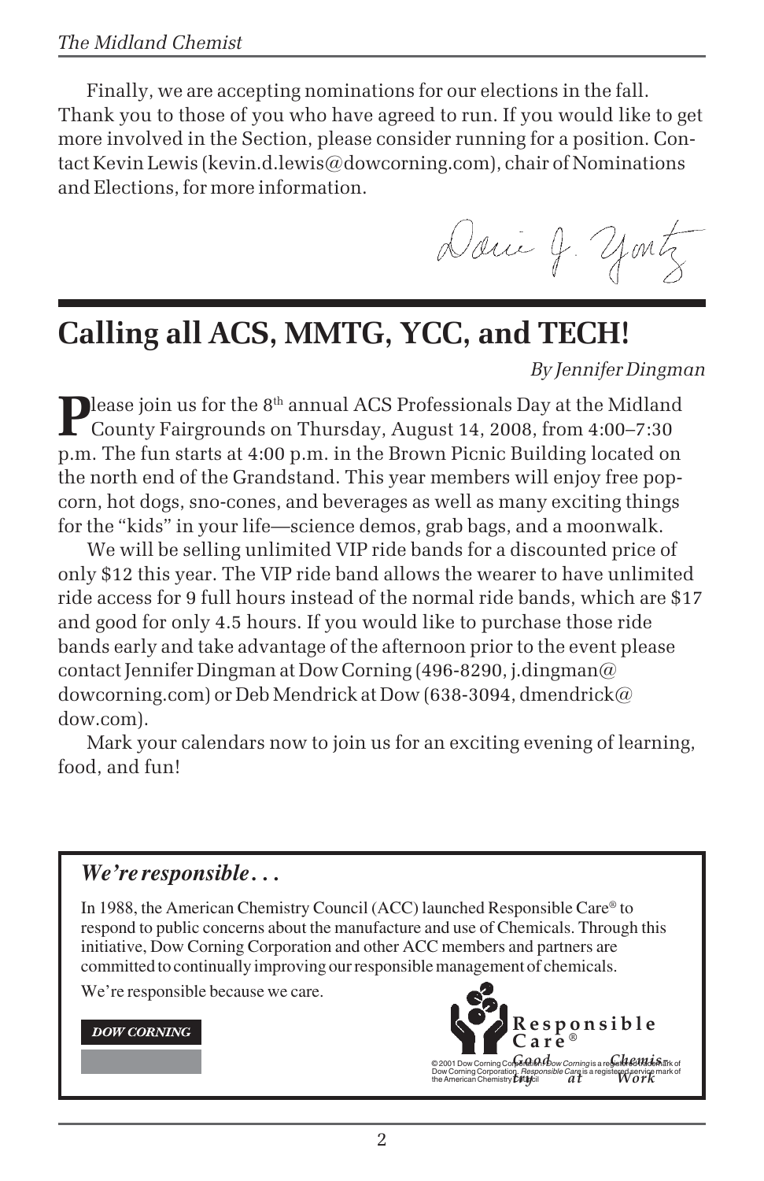Finally, we are accepting nominations for our elections in the fall. Thank you to those of you who have agreed to run. If you would like to get more involved in the Section, please consider running for a position. Contact Kevin Lewis (kevin.d.lewis@dowcorning.com), chair of Nominations and Elections, for more information.

Dari J. Yontz

# Calling all ACS, MMTG, YCC, and TECH!

*By Jennifer Dingman*

Please join us for the 8th annual ACS Professionals Day at the Midland County Fairgrounds on Thursday, August 14, 2008, from 4:00–7:30 p.m. The fun starts at 4:00 p.m. in the Brown Picnic Building located on the north end of the Grandstand. This year members will enjoy free popcorn, hot dogs, sno-cones, and beverages as well as many exciting things for the "kids" in your life—science demos, grab bags, and a moonwalk.

We will be selling unlimited VIP ride bands for a discounted price of only $12 this year. The VIP ride band allows the wearer to have unlimited ride access for 9 full hours instead of the normal ride bands, which are $17 and good for only 4.5 hours. If you would like to purchase those ride bands early and take advantage of the afternoon prior to the event please contact Jennifer Dingman at Dow Corning (496-8290, j.dingman@dowcorning.com) or Deb Mendrick at Dow (638-3094, dmendrick@dow.com).

Mark your calendars now to join us for an exciting evening of learning, food, and fun!

---

*We're responsible...*

In 1988, the American Chemistry Council (ACC) launched Responsible Care® to respond to public concerns about the manufacture and use of Chemicals. Through this initiative, Dow Corning Corporation and other ACC members and partners are committed to continually improving our responsible management of chemicals.

We're responsible because we care.

DOW CORNING

Responsible Care®

Good Chemistry at Work

© 2001 Dow Corning Corporation. *Dow Corning* is a registered trademark of Dow Corning Corporation. *Responsible Care* is a registered service mark of the American Chemistry Council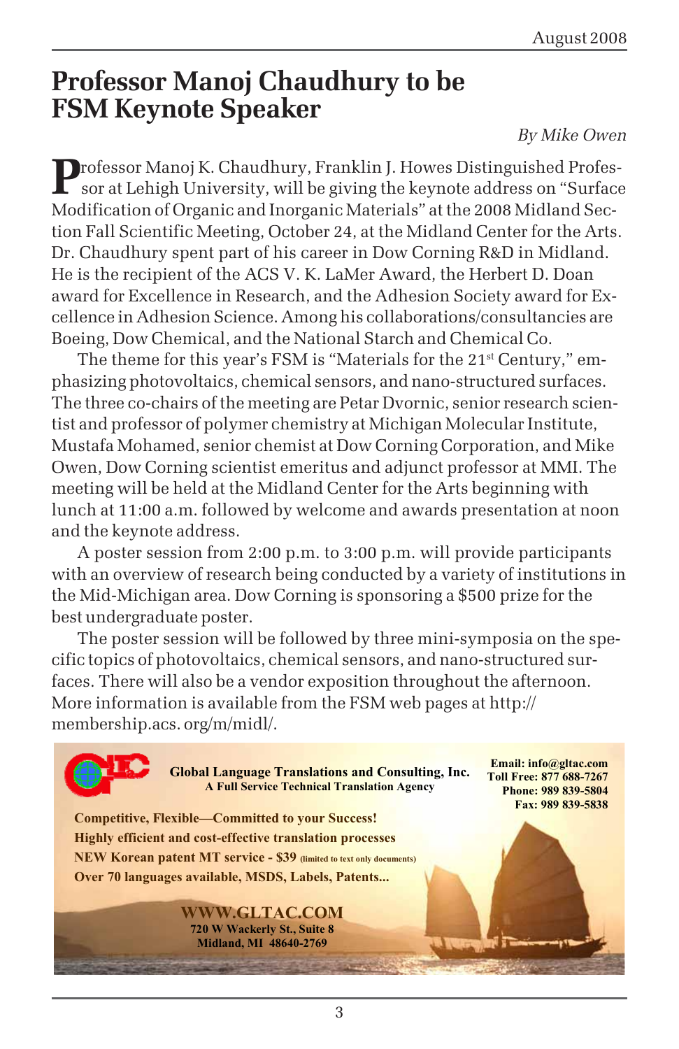# Professor Manoj Chaudhury to be FSM Keynote Speaker

*By Mike Owen*

Professor Manoj K. Chaudhury, Franklin J. Howes Distinguished Professor at Lehigh University, will be giving the keynote address on "Surface Modification of Organic and Inorganic Materials" at the 2008 Midland Section Fall Scientific Meeting, October 24, at the Midland Center for the Arts. Dr. Chaudhury spent part of his career in Dow Corning R&D in Midland. He is the recipient of the ACS V. K. LaMer Award, the Herbert D. Doan award for Excellence in Research, and the Adhesion Society award for Excellence in Adhesion Science. Among his collaborations/consultancies are Boeing, Dow Chemical, and the National Starch and Chemical Co.

The theme for this year's FSM is "Materials for the 21st Century," emphasizing photovoltaics, chemical sensors, and nano-structured surfaces. The three co-chairs of the meeting are Petar Dvornic, senior research scientist and professor of polymer chemistry at Michigan Molecular Institute, Mustafa Mohamed, senior chemist at Dow Corning Corporation, and Mike Owen, Dow Corning scientist emeritus and adjunct professor at MMI. The meeting will be held at the Midland Center for the Arts beginning with lunch at 11:00 a.m. followed by welcome and awards presentation at noon and the keynote address.

A poster session from 2:00 p.m. to 3:00 p.m. will provide participants with an overview of research being conducted by a variety of institutions in the Mid-Michigan area. Dow Corning is sponsoring a $500 prize for the best undergraduate poster.

The poster session will be followed by three mini-symposia on the specific topics of photovoltaics, chemical sensors, and nano-structured surfaces. There will also be a vendor exposition throughout the afternoon. More information is available from the FSM web pages at http://membership.acs.org/m/midl/.

---

**Global Language Translations and Consulting, Inc.**
**A Full Service Technical Translation Agency**

**Email: info@gltac.com**
**Toll Free: 877 688-7267**
**Phone: 989 839-5804**
**Fax: 989 839-5838**

**Competitive, Flexible—Committed to your Success!**
**Highly efficient and cost-effective translation processes**
**NEW Korean patent MT service - $39** (limited to text only documents)
**Over 70 languages available, MSDS, Labels, Patents...**

**WWW.GLTAC.COM**
**720 W Wackerly St., Suite 8**
**Midland, MI 48640-2769**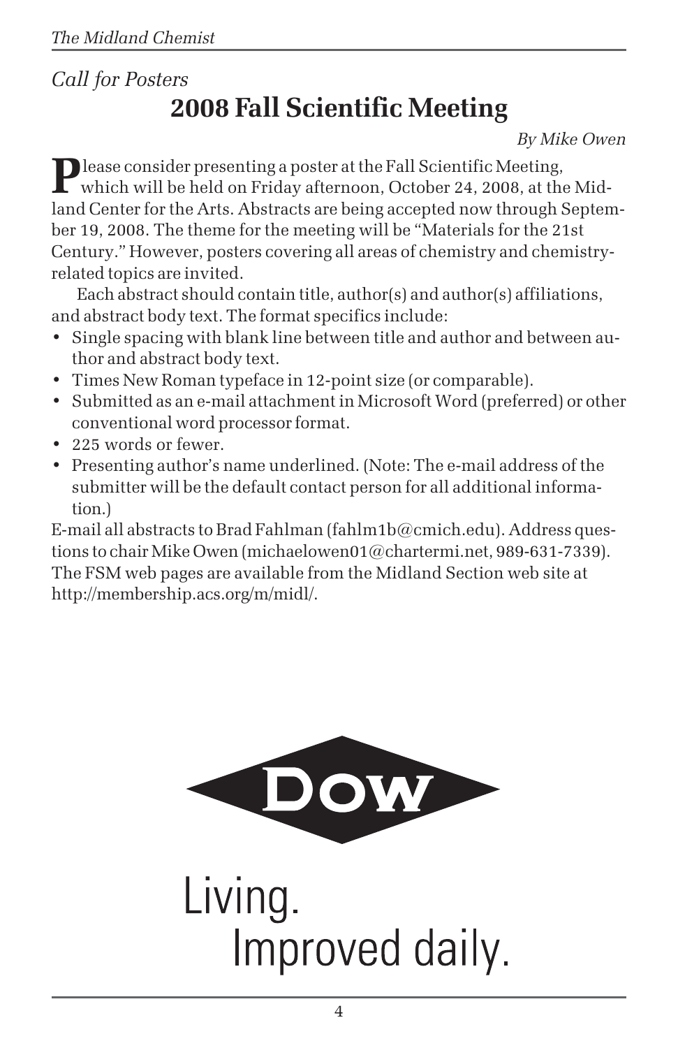*Call for Posters*

# 2008 Fall Scientific Meeting

*By Mike Owen*

Please consider presenting a poster at the Fall Scientific Meeting, which will be held on Friday afternoon, October 24, 2008, at the Midland Center for the Arts. Abstracts are being accepted now through September 19, 2008. The theme for the meeting will be "Materials for the 21st Century." However, posters covering all areas of chemistry and chemistry-related topics are invited.

Each abstract should contain title, author(s) and author(s) affiliations, and abstract body text. The format specifics include:

- Single spacing with blank line between title and author and between author and abstract body text.
- Times New Roman typeface in 12-point size (or comparable).
- Submitted as an e-mail attachment in Microsoft Word (preferred) or other conventional word processor format.
- 225 words or fewer.
- Presenting author's name underlined. (Note: The e-mail address of the submitter will be the default contact person for all additional information.)

E-mail all abstracts to Brad Fahlman (fahlm1b@cmich.edu). Address questions to chair Mike Owen (michaelowen01@chartermi.net, 989-631-7339). The FSM web pages are available from the Midland Section web site at http://membership.acs.org/m/midl/.

DOW

Living.
Improved daily.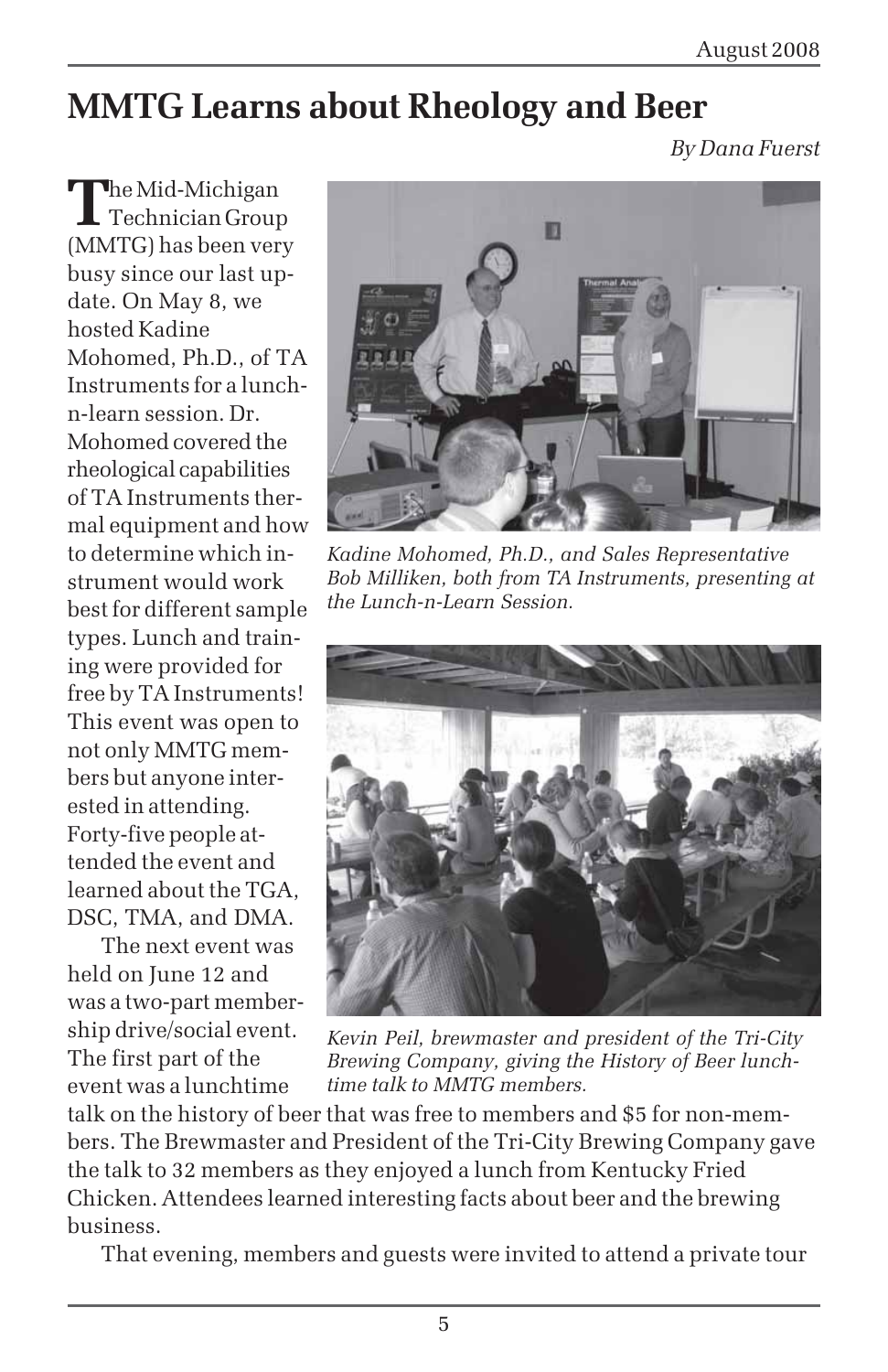# MMTG Learns about Rheology and Beer

*By Dana Fuerst*

The Mid-Michigan Technician Group (MMTG) has been very busy since our last update. On May 8, we hosted Kadine Mohomed, Ph.D., of TA Instruments for a lunch-n-learn session. Dr. Mohomed covered the rheological capabilities of TA Instruments thermal equipment and how to determine which instrument would work best for different sample types. Lunch and training were provided for free by TA Instruments! This event was open to not only MMTG members but anyone interested in attending. Forty-five people attended the event and learned about the TGA, DSC, TMA, and DMA.

*Kadine Mohomed, Ph.D., and Sales Representative Bob Milliken, both from TA Instruments, presenting at the Lunch-n-Learn Session.*

The next event was held on June 12 and was a two-part membership drive/social event. The first part of the event was a lunchtime talk on the history of beer that was free to members and $5 for non-members. The Brewmaster and President of the Tri-City Brewing Company gave the talk to 32 members as they enjoyed a lunch from Kentucky Fried Chicken. Attendees learned interesting facts about beer and the brewing business.

*Kevin Peil, brewmaster and president of the Tri-City Brewing Company, giving the History of Beer lunchtime talk to MMTG members.*

That evening, members and guests were invited to attend a private tour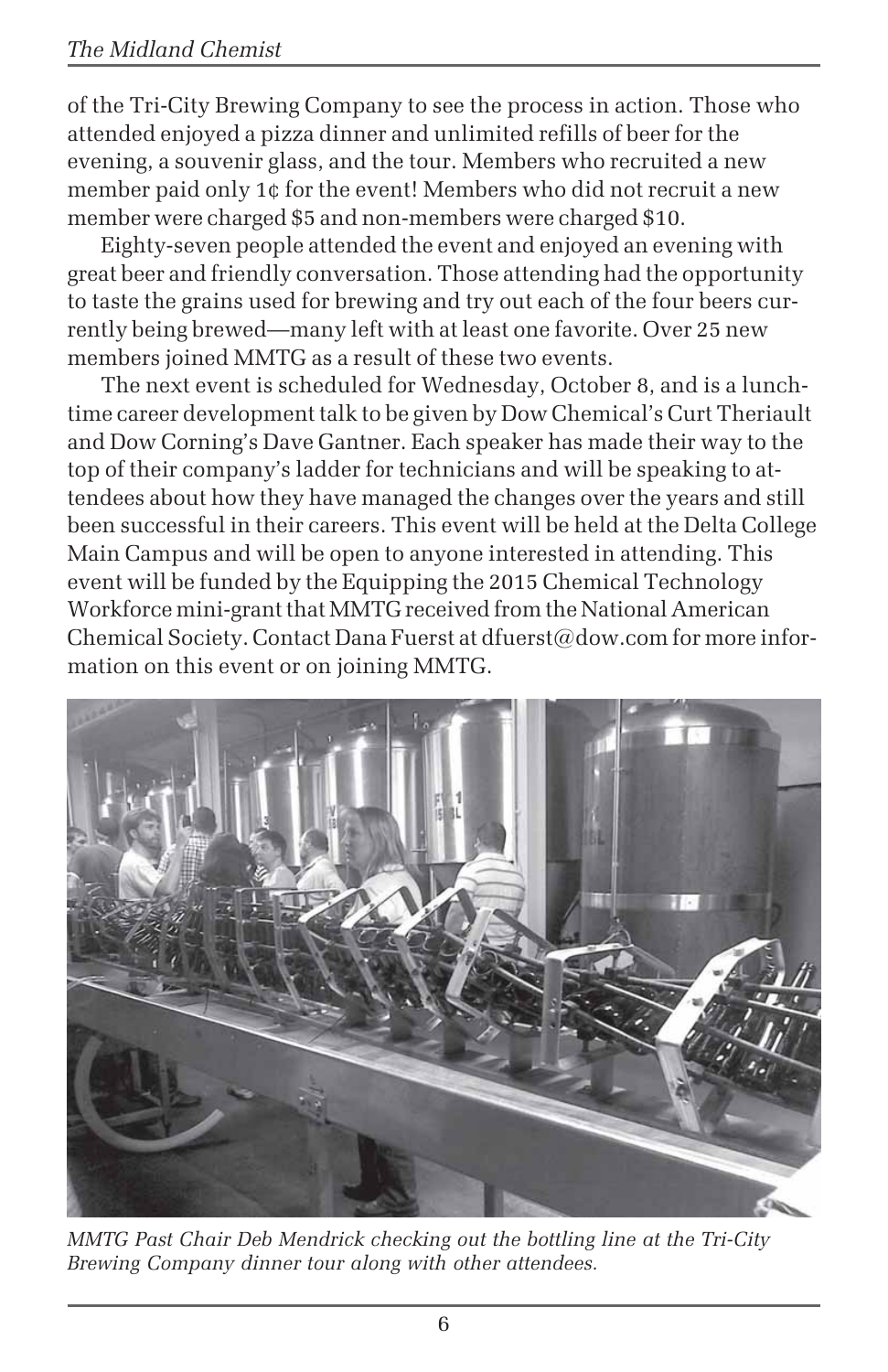of the Tri-City Brewing Company to see the process in action. Those who attended enjoyed a pizza dinner and unlimited refills of beer for the evening, a souvenir glass, and the tour. Members who recruited a new member paid only 1¢ for the event! Members who did not recruit a new member were charged $5 and non-members were charged $10.

Eighty-seven people attended the event and enjoyed an evening with great beer and friendly conversation. Those attending had the opportunity to taste the grains used for brewing and try out each of the four beers currently being brewed—many left with at least one favorite. Over 25 new members joined MMTG as a result of these two events.

The next event is scheduled for Wednesday, October 8, and is a lunchtime career development talk to be given by Dow Chemical's Curt Theriault and Dow Corning's Dave Gantner. Each speaker has made their way to the top of their company's ladder for technicians and will be speaking to attendees about how they have managed the changes over the years and still been successful in their careers. This event will be held at the Delta College Main Campus and will be open to anyone interested in attending. This event will be funded by the Equipping the 2015 Chemical Technology Workforce mini-grant that MMTG received from the National American Chemical Society. Contact Dana Fuerst at dfuerst@dow.com for more information on this event or on joining MMTG.

*MMTG Past Chair Deb Mendrick checking out the bottling line at the Tri-City Brewing Company dinner tour along with other attendees.*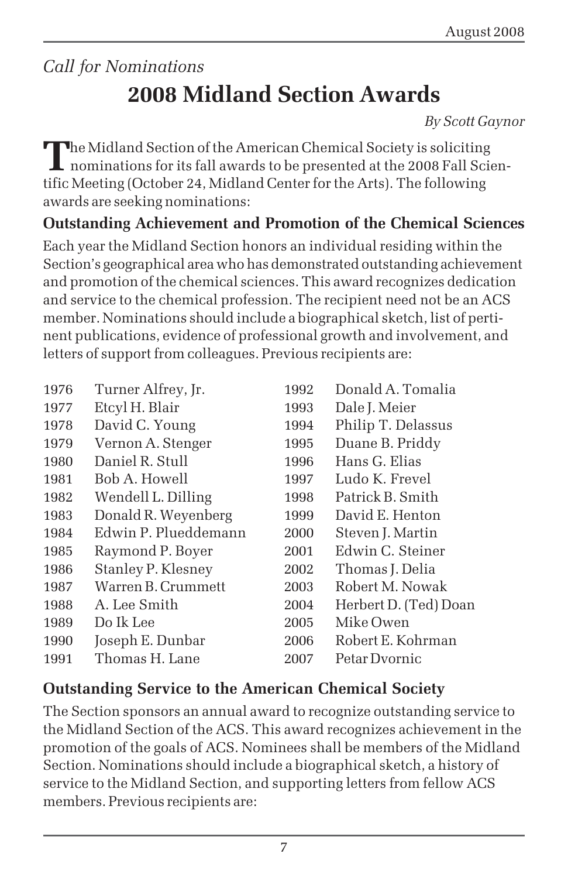*Call for Nominations*

# 2008 Midland Section Awards

*By Scott Gaynor*

The Midland Section of the American Chemical Society is soliciting nominations for its fall awards to be presented at the 2008 Fall Scientific Meeting (October 24, Midland Center for the Arts). The following awards are seeking nominations:

## Outstanding Achievement and Promotion of the Chemical Sciences

Each year the Midland Section honors an individual residing within the Section's geographical area who has demonstrated outstanding achievement and promotion of the chemical sciences. This award recognizes dedication and service to the chemical profession. The recipient need not be an ACS member. Nominations should include a biographical sketch, list of pertinent publications, evidence of professional growth and involvement, and letters of support from colleagues. Previous recipients are:

| | | | |
|---|---|---|---|
| 1976 | Turner Alfrey, Jr. | 1992 | Donald A. Tomalia |
| 1977 | Etcyl H. Blair | 1993 | Dale J. Meier |
| 1978 | David C. Young | 1994 | Philip T. Delassus |
| 1979 | Vernon A. Stenger | 1995 | Duane B. Priddy |
| 1980 | Daniel R. Stull | 1996 | Hans G. Elias |
| 1981 | Bob A. Howell | 1997 | Ludo K. Frevel |
| 1982 | Wendell L. Dilling | 1998 | Patrick B. Smith |
| 1983 | Donald R. Weyenberg | 1999 | David E. Henton |
| 1984 | Edwin P. Plueddemann | 2000 | Steven J. Martin |
| 1985 | Raymond P. Boyer | 2001 | Edwin C. Steiner |
| 1986 | Stanley P. Klesney | 2002 | Thomas J. Delia |
| 1987 | Warren B. Crummett | 2003 | Robert M. Nowak |
| 1988 | A. Lee Smith | 2004 | Herbert D. (Ted) Doan |
| 1989 | Do Ik Lee | 2005 | Mike Owen |
| 1990 | Joseph E. Dunbar | 2006 | Robert E. Kohrman |
| 1991 | Thomas H. Lane | 2007 | Petar Dvornic |

## Outstanding Service to the American Chemical Society

The Section sponsors an annual award to recognize outstanding service to the Midland Section of the ACS. This award recognizes achievement in the promotion of the goals of ACS. Nominees shall be members of the Midland Section. Nominations should include a biographical sketch, a history of service to the Midland Section, and supporting letters from fellow ACS members. Previous recipients are: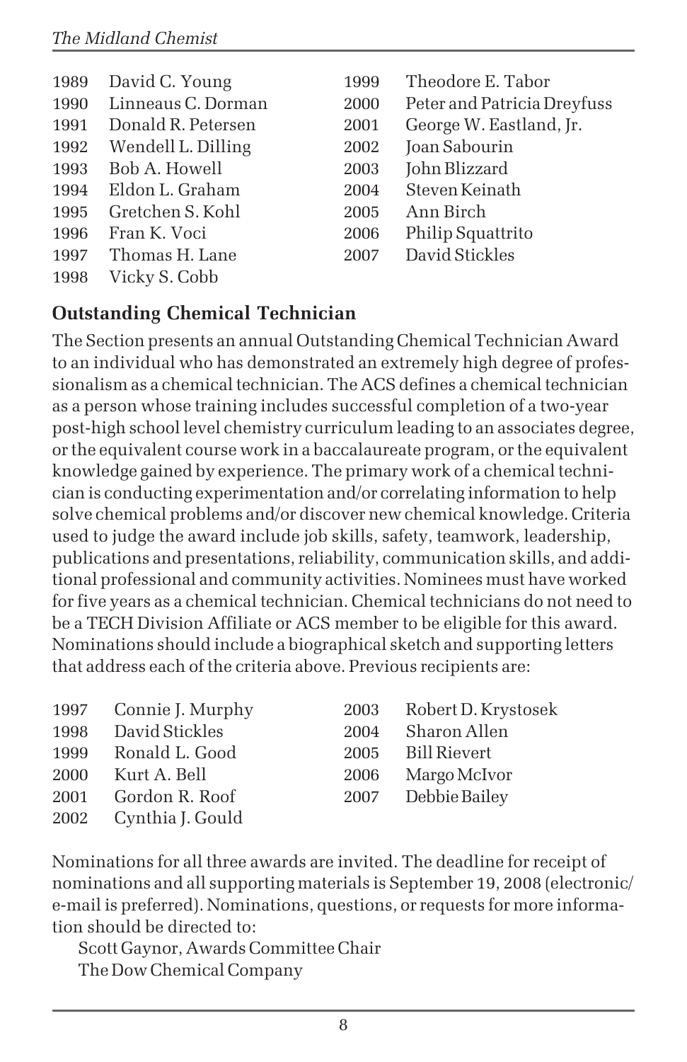1989 David C. Young
1990 Linneaus C. Dorman
1991 Donald R. Petersen
1992 Wendell L. Dilling
1993 Bob A. Howell
1994 Eldon L. Graham
1995 Gretchen S. Kohl
1996 Fran K. Voci
1997 Thomas H. Lane
1998 Vicky S. Cobb
1999 Theodore E. Tabor
2000 Peter and Patricia Dreyfuss
2001 George W. Eastland, Jr.
2002 Joan Sabourin
2003 John Blizzard
2004 Steven Keinath
2005 Ann Birch
2006 Philip Squattrito
2007 David Stickles

## Outstanding Chemical Technician

The Section presents an annual Outstanding Chemical Technician Award to an individual who has demonstrated an extremely high degree of professionalism as a chemical technician. The ACS defines a chemical technician as a person whose training includes successful completion of a two-year post-high school level chemistry curriculum leading to an associates degree, or the equivalent course work in a baccalaureate program, or the equivalent knowledge gained by experience. The primary work of a chemical technician is conducting experimentation and/or correlating information to help solve chemical problems and/or discover new chemical knowledge. Criteria used to judge the award include job skills, safety, teamwork, leadership, publications and presentations, reliability, communication skills, and additional professional and community activities. Nominees must have worked for five years as a chemical technician. Chemical technicians do not need to be a TECH Division Affiliate or ACS member to be eligible for this award. Nominations should include a biographical sketch and supporting letters that address each of the criteria above. Previous recipients are:

1997 Connie J. Murphy
1998 David Stickles
1999 Ronald L. Good
2000 Kurt A. Bell
2001 Gordon R. Roof
2002 Cynthia J. Gould
2003 Robert D. Krystosek
2004 Sharon Allen
2005 Bill Rievert
2006 Margo McIvor
2007 Debbie Bailey

Nominations for all three awards are invited. The deadline for receipt of nominations and all supporting materials is September 19, 2008 (electronic/e-mail is preferred). Nominations, questions, or requests for more information should be directed to:

Scott Gaynor, Awards Committee Chair
The Dow Chemical Company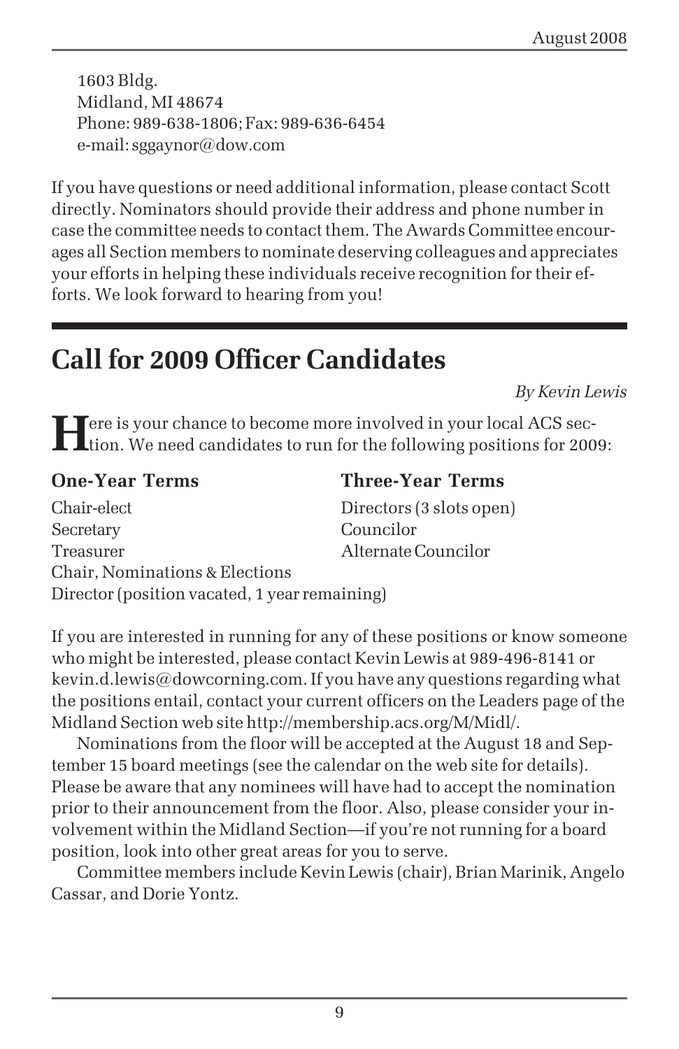1603 Bldg.
Midland, MI 48674
Phone: 989-638-1806; Fax: 989-636-6454
e-mail: sggaynor@dow.com

If you have questions or need additional information, please contact Scott directly. Nominators should provide their address and phone number in case the committee needs to contact them. The Awards Committee encourages all Section members to nominate deserving colleagues and appreciates your efforts in helping these individuals receive recognition for their efforts. We look forward to hearing from you!

# Call for 2009 Officer Candidates

*By Kevin Lewis*

Here is your chance to become more involved in your local ACS section. We need candidates to run for the following positions for 2009:

**One-Year Terms**

Chair-elect
Secretary
Treasurer
Chair, Nominations & Elections
Director (position vacated, 1 year remaining)

**Three-Year Terms**

Directors (3 slots open)
Councilor
Alternate Councilor

If you are interested in running for any of these positions or know someone who might be interested, please contact Kevin Lewis at 989-496-8141 or kevin.d.lewis@dowcorning.com. If you have any questions regarding what the positions entail, contact your current officers on the Leaders page of the Midland Section web site http://membership.acs.org/M/Midl/.

Nominations from the floor will be accepted at the August 18 and September 15 board meetings (see the calendar on the web site for details). Please be aware that any nominees will have had to accept the nomination prior to their announcement from the floor. Also, please consider your involvement within the Midland Section—if you're not running for a board position, look into other great areas for you to serve.

Committee members include Kevin Lewis (chair), Brian Marinik, Angelo Cassar, and Dorie Yontz.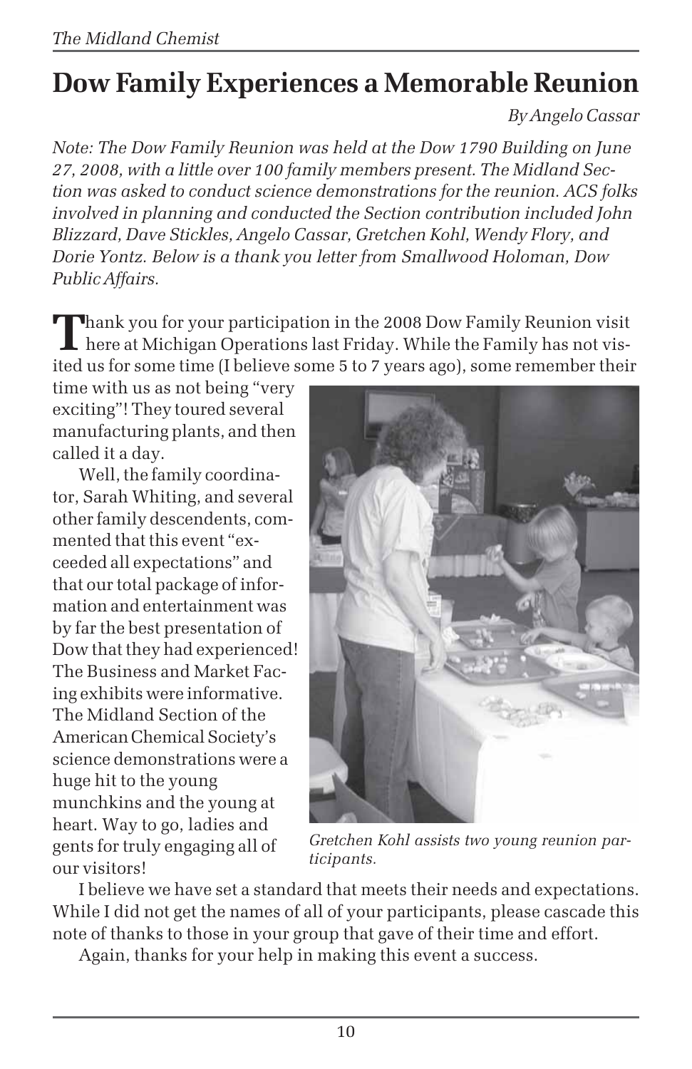# Dow Family Experiences a Memorable Reunion

*By Angelo Cassar*

*Note: The Dow Family Reunion was held at the Dow 1790 Building on June 27, 2008, with a little over 100 family members present. The Midland Section was asked to conduct science demonstrations for the reunion. ACS folks involved in planning and conducted the Section contribution included John Blizzard, Dave Stickles, Angelo Cassar, Gretchen Kohl, Wendy Flory, and Dorie Yontz. Below is a thank you letter from Smallwood Holoman, Dow Public Affairs.*

Thank you for your participation in the 2008 Dow Family Reunion visit here at Michigan Operations last Friday. While the Family has not visited us for some time (I believe some 5 to 7 years ago), some remember their time with us as not being "very exciting"! They toured several manufacturing plants, and then called it a day.

Well, the family coordinator, Sarah Whiting, and several other family descendents, commented that this event "exceeded all expectations" and that our total package of information and entertainment was by far the best presentation of Dow that they had experienced! The Business and Market Facing exhibits were informative. The Midland Section of the American Chemical Society's science demonstrations were a huge hit to the young munchkins and the young at heart. Way to go, ladies and gents for truly engaging all of our visitors!

*Gretchen Kohl assists two young reunion participants.*

I believe we have set a standard that meets their needs and expectations. While I did not get the names of all of your participants, please cascade this note of thanks to those in your group that gave of their time and effort.

Again, thanks for your help in making this event a success.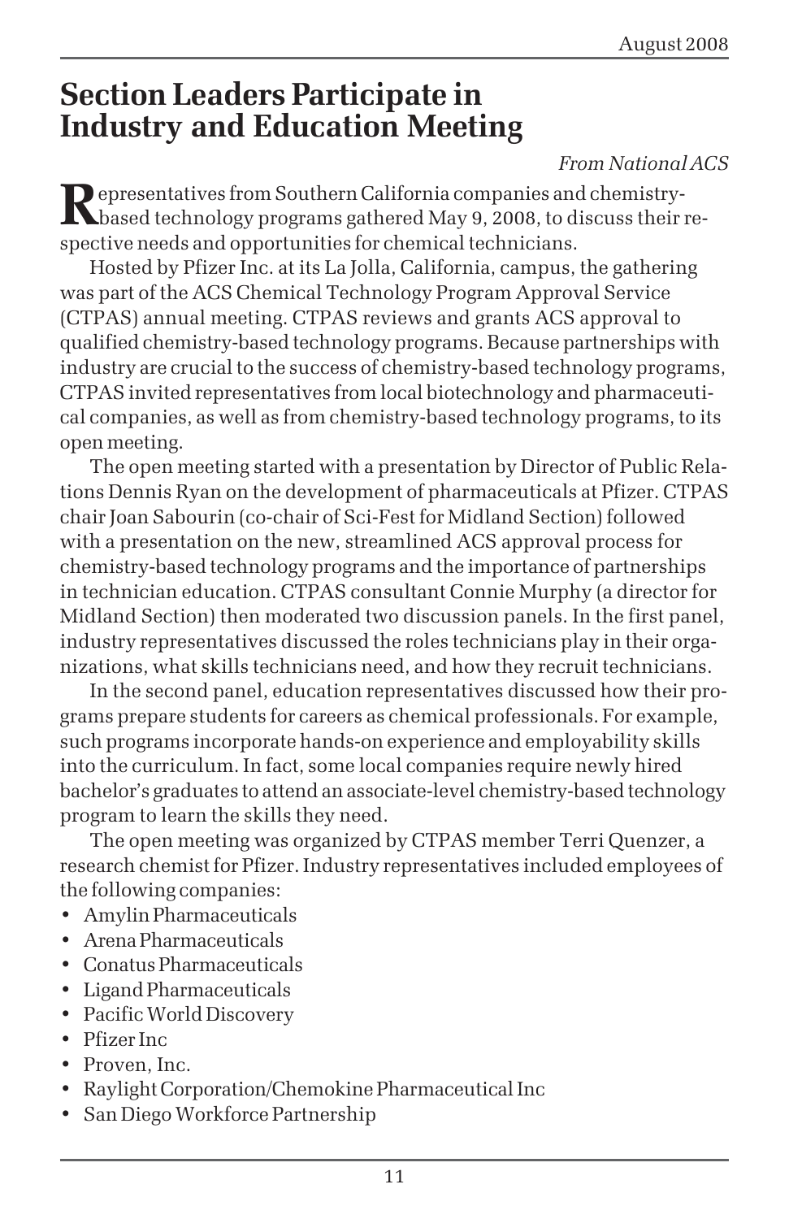# Section Leaders Participate in Industry and Education Meeting

*From National ACS*

Representatives from Southern California companies and chemistry-based technology programs gathered May 9, 2008, to discuss their respective needs and opportunities for chemical technicians.

Hosted by Pfizer Inc. at its La Jolla, California, campus, the gathering was part of the ACS Chemical Technology Program Approval Service (CTPAS) annual meeting. CTPAS reviews and grants ACS approval to qualified chemistry-based technology programs. Because partnerships with industry are crucial to the success of chemistry-based technology programs, CTPAS invited representatives from local biotechnology and pharmaceutical companies, as well as from chemistry-based technology programs, to its open meeting.

The open meeting started with a presentation by Director of Public Relations Dennis Ryan on the development of pharmaceuticals at Pfizer. CTPAS chair Joan Sabourin (co-chair of Sci-Fest for Midland Section) followed with a presentation on the new, streamlined ACS approval process for chemistry-based technology programs and the importance of partnerships in technician education. CTPAS consultant Connie Murphy (a director for Midland Section) then moderated two discussion panels. In the first panel, industry representatives discussed the roles technicians play in their organizations, what skills technicians need, and how they recruit technicians.

In the second panel, education representatives discussed how their programs prepare students for careers as chemical professionals. For example, such programs incorporate hands-on experience and employability skills into the curriculum. In fact, some local companies require newly hired bachelor's graduates to attend an associate-level chemistry-based technology program to learn the skills they need.

The open meeting was organized by CTPAS member Terri Quenzer, a research chemist for Pfizer. Industry representatives included employees of the following companies:

- Amylin Pharmaceuticals
- Arena Pharmaceuticals
- Conatus Pharmaceuticals
- Ligand Pharmaceuticals
- Pacific World Discovery
- Pfizer Inc
- Proven, Inc.
- Raylight Corporation/Chemokine Pharmaceutical Inc
- San Diego Workforce Partnership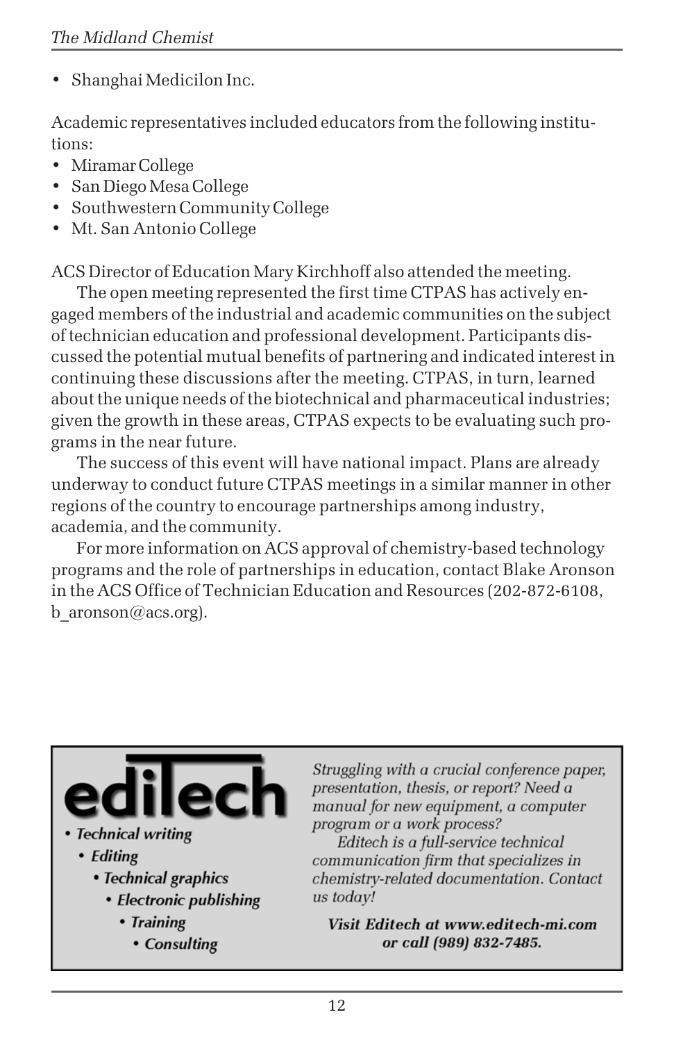- Shanghai Medicilon Inc.

Academic representatives included educators from the following institutions:

- Miramar College
- San Diego Mesa College
- Southwestern Community College
- Mt. San Antonio College

ACS Director of Education Mary Kirchhoff also attended the meeting.

The open meeting represented the first time CTPAS has actively engaged members of the industrial and academic communities on the subject of technician education and professional development. Participants discussed the potential mutual benefits of partnering and indicated interest in continuing these discussions after the meeting. CTPAS, in turn, learned about the unique needs of the biotechnical and pharmaceutical industries; given the growth in these areas, CTPAS expects to be evaluating such programs in the near future.

The success of this event will have national impact. Plans are already underway to conduct future CTPAS meetings in a similar manner in other regions of the country to encourage partnerships among industry, academia, and the community.

For more information on ACS approval of chemistry-based technology programs and the role of partnerships in education, contact Blake Aronson in the ACS Office of Technician Education and Resources (202-872-6108, b_aronson@acs.org).

**editech**

- *Technical writing*
- *Editing*
- *Technical graphics*
- *Electronic publishing*
- *Training*
- *Consulting*

*Struggling with a crucial conference paper, presentation, thesis, or report? Need a manual for new equipment, a computer program or a work process?*

*Editech is a full-service technical communication firm that specializes in chemistry-related documentation. Contact us today!*

***Visit Editech at www.editech-mi.com or call (989) 832-7485.***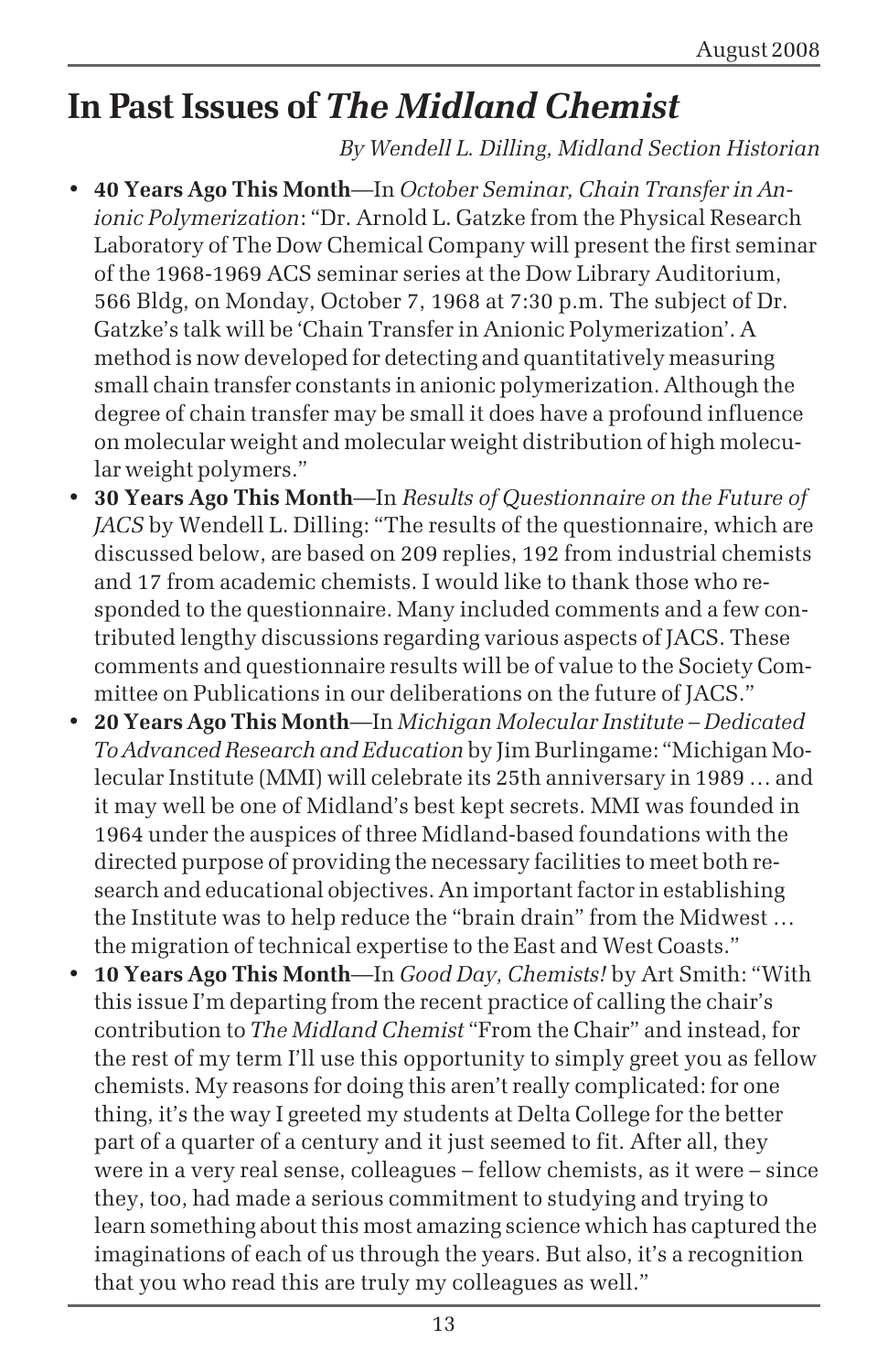# In Past Issues of *The Midland Chemist*

*By Wendell L. Dilling, Midland Section Historian*

- **40 Years Ago This Month**—In *October Seminar, Chain Transfer in Anionic Polymerization*: "Dr. Arnold L. Gatzke from the Physical Research Laboratory of The Dow Chemical Company will present the first seminar of the 1968-1969 ACS seminar series at the Dow Library Auditorium, 566 Bldg, on Monday, October 7, 1968 at 7:30 p.m. The subject of Dr. Gatzke's talk will be 'Chain Transfer in Anionic Polymerization'. A method is now developed for detecting and quantitatively measuring small chain transfer constants in anionic polymerization. Although the degree of chain transfer may be small it does have a profound influence on molecular weight and molecular weight distribution of high molecular weight polymers."
- **30 Years Ago This Month**—In *Results of Questionnaire on the Future of JACS* by Wendell L. Dilling: "The results of the questionnaire, which are discussed below, are based on 209 replies, 192 from industrial chemists and 17 from academic chemists. I would like to thank those who responded to the questionnaire. Many included comments and a few contributed lengthy discussions regarding various aspects of JACS. These comments and questionnaire results will be of value to the Society Committee on Publications in our deliberations on the future of JACS."
- **20 Years Ago This Month**—In *Michigan Molecular Institute – Dedicated To Advanced Research and Education* by Jim Burlingame: "Michigan Molecular Institute (MMI) will celebrate its 25th anniversary in 1989 … and it may well be one of Midland's best kept secrets. MMI was founded in 1964 under the auspices of three Midland-based foundations with the directed purpose of providing the necessary facilities to meet both research and educational objectives. An important factor in establishing the Institute was to help reduce the "brain drain" from the Midwest … the migration of technical expertise to the East and West Coasts."
- **10 Years Ago This Month**—In *Good Day, Chemists!* by Art Smith: "With this issue I'm departing from the recent practice of calling the chair's contribution to *The Midland Chemist* "From the Chair" and instead, for the rest of my term I'll use this opportunity to simply greet you as fellow chemists. My reasons for doing this aren't really complicated: for one thing, it's the way I greeted my students at Delta College for the better part of a quarter of a century and it just seemed to fit. After all, they were in a very real sense, colleagues – fellow chemists, as it were – since they, too, had made a serious commitment to studying and trying to learn something about this most amazing science which has captured the imaginations of each of us through the years. But also, it's a recognition that you who read this are truly my colleagues as well."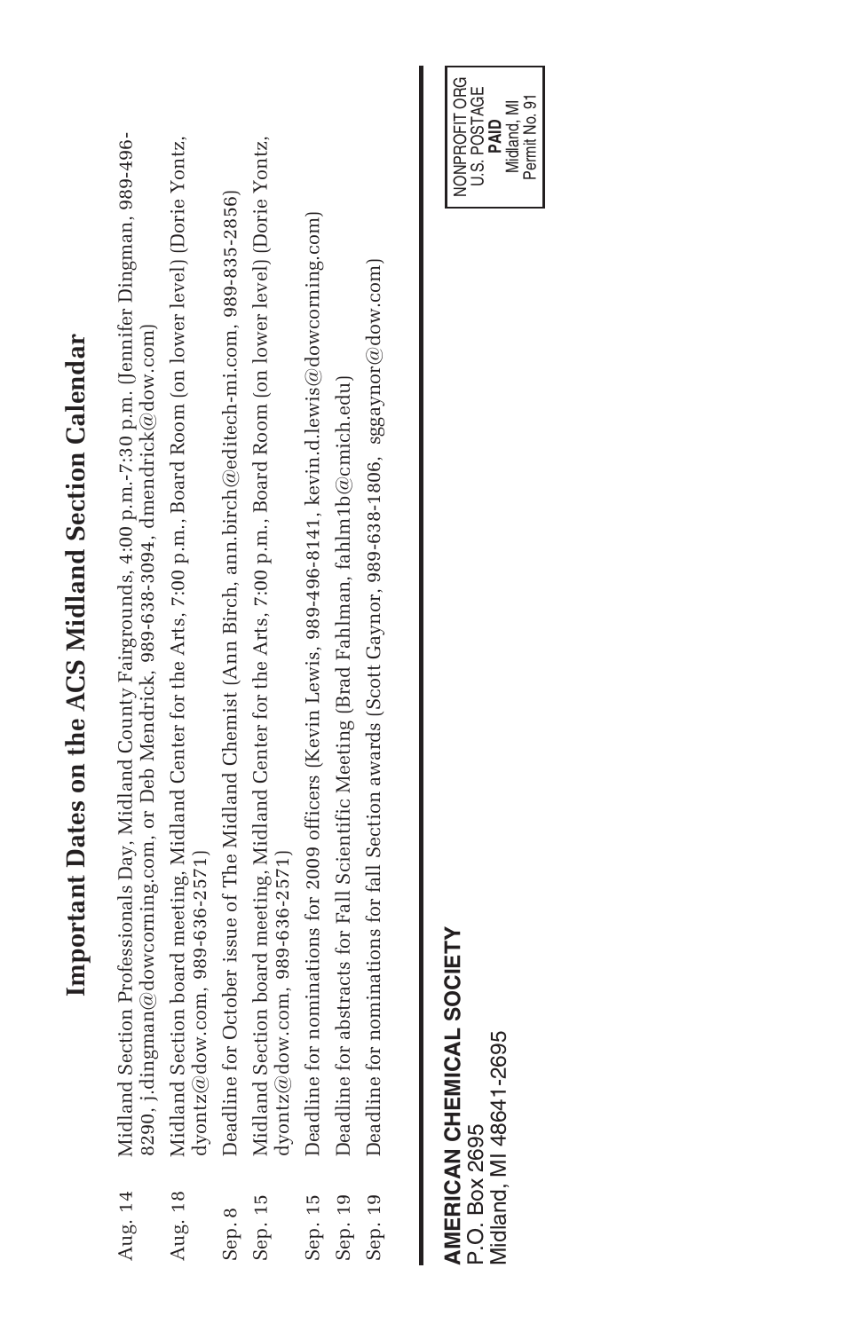## Important Dates on the ACS Midland Section Calendar

| | |
|---|---|
| Aug. 14 | Midland Section Professionals Day, Midland County Fairgrounds, 4:00 p.m.-7:30 p.m. (Jennifer Dingman, 989-496-8290, j.dingman@dowcorning.com, or Deb Mendrick, 989-638-3094, dmendrick@dow.com) |
| Aug. 18 | Midland Section board meeting, Midland Center for the Arts, 7:00 p.m., Board Room (on lower level) (Dorie Yontz, dyontz@dow.com, 989-636-2571) |
| Sep. 8 | Deadline for October issue of The Midland Chemist (Ann Birch, ann.birch@editech-mi.com, 989-835-2856) |
| Sep. 15 | Midland Section board meeting, Midland Center for the Arts, 7:00 p.m., Board Room (on lower level) (Dorie Yontz, dyontz@dow.com, 989-636-2571) |
| Sep. 15 | Deadline for nominations for 2009 officers (Kevin Lewis, 989-496-8141, kevin.d.lewis@dowcorning.com) |
| Sep. 19 | Deadline for abstracts for Fall Scientific Meeting (Brad Fahlman, fahlm1b@cmich.edu) |
| Sep. 19 | Deadline for nominations for fall Section awards (Scott Gaynor, 989-638-1806, sggaynor@dow.com) |

**AMERICAN CHEMICAL SOCIETY**
P.O. Box 2695
Midland, MI 48641-2695

NONPROFIT ORG
U.S. POSTAGE
**PAID**
Midland, MI
Permit No. 91